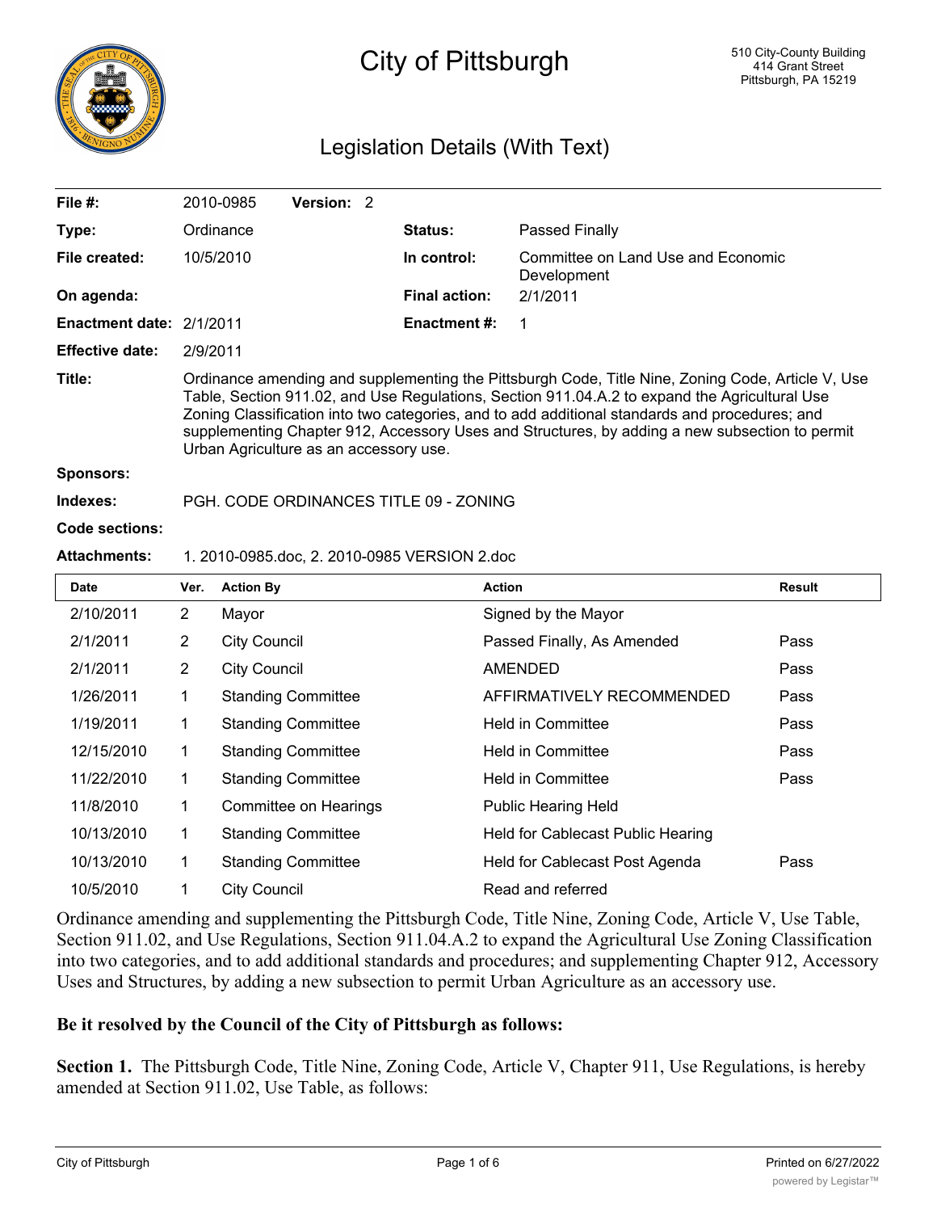# City of Pittsburgh

510 City-County Building
414 Grant Street
Pittsburgh, PA 15219

## Legislation Details (With Text)

| | | | |
|---|---|---|---|
| **File #:** | 2010-0985 **Version:** 2 | | |
| **Type:** | Ordinance | **Status:** | Passed Finally |
| **File created:** | 10/5/2010 | **In control:** | Committee on Land Use and Economic Development |
| **On agenda:** | | **Final action:** | 2/1/2011 |
| **Enactment date:** | 2/1/2011 | **Enactment #:** | 1 |
| **Effective date:** | 2/9/2011 | | |

**Title:** Ordinance amending and supplementing the Pittsburgh Code, Title Nine, Zoning Code, Article V, Use Table, Section 911.02, and Use Regulations, Section 911.04.A.2 to expand the Agricultural Use Zoning Classification into two categories, and to add additional standards and procedures; and supplementing Chapter 912, Accessory Uses and Structures, by adding a new subsection to permit Urban Agriculture as an accessory use.

**Sponsors:**

**Indexes:** PGH. CODE ORDINANCES TITLE 09 - ZONING

**Code sections:**

**Attachments:** 1. 2010-0985.doc, 2. 2010-0985 VERSION 2.doc

| Date | Ver. | Action By | Action | Result |
|---|---|---|---|---|
| 2/10/2011 | 2 | Mayor | Signed by the Mayor | |
| 2/1/2011 | 2 | City Council | Passed Finally, As Amended | Pass |
| 2/1/2011 | 2 | City Council | AMENDED | Pass |
| 1/26/2011 | 1 | Standing Committee | AFFIRMATIVELY RECOMMENDED | Pass |
| 1/19/2011 | 1 | Standing Committee | Held in Committee | Pass |
| 12/15/2010 | 1 | Standing Committee | Held in Committee | Pass |
| 11/22/2010 | 1 | Standing Committee | Held in Committee | Pass |
| 11/8/2010 | 1 | Committee on Hearings | Public Hearing Held | |
| 10/13/2010 | 1 | Standing Committee | Held for Cablecast Public Hearing | |
| 10/13/2010 | 1 | Standing Committee | Held for Cablecast Post Agenda | Pass |
| 10/5/2010 | 1 | City Council | Read and referred | |

Ordinance amending and supplementing the Pittsburgh Code, Title Nine, Zoning Code, Article V, Use Table, Section 911.02, and Use Regulations, Section 911.04.A.2 to expand the Agricultural Use Zoning Classification into two categories, and to add additional standards and procedures; and supplementing Chapter 912, Accessory Uses and Structures, by adding a new subsection to permit Urban Agriculture as an accessory use.

**Be it resolved by the Council of the City of Pittsburgh as follows:**

**Section 1.** The Pittsburgh Code, Title Nine, Zoning Code, Article V, Chapter 911, Use Regulations, is hereby amended at Section 911.02, Use Table, as follows: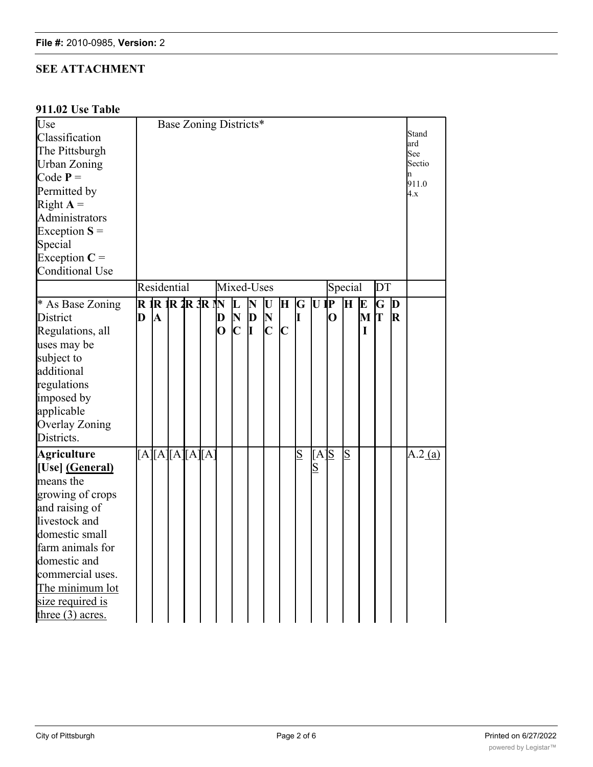**SEE ATTACHMENT**

**911.02 Use Table**

| Use Classification The Pittsburgh Urban Zoning Code **P** = Permitted by Right **A** = Administrators Exception **S** = Special Exception **C** = Conditional Use | Base Zoning Districts* | | | | | | | | | | | | | | | | | Standard See Section 911.04.x |
|---|---|---|---|---|---|---|---|---|---|---|---|---|---|---|---|---|---|---|
| | Residential | | | | | Mixed-Uses | | | | | | | Special | | | DT | | |
| * As Base Zoning District Regulations, all uses may be subject to additional regulations imposed by applicable Overlay Zoning Districts. | **R1D** | **R1A** | **R2** | **R3** | **RM** | **NDO** | **LNC** | **NDI** | **UNC** | **HC** | **GI** | **UI** | **PO** | **H** | **EMI** | **GT** | **DR** | |
| **Agriculture [Use] (General)** means the growing of crops and raising of livestock and domestic small farm animals for domestic and commercial uses. The minimum lot size required is three (3) acres. | [A] | [A] | [A] | [A] | [A] | | | | | | S | [A] S | S | S | | | | A.2 (a) |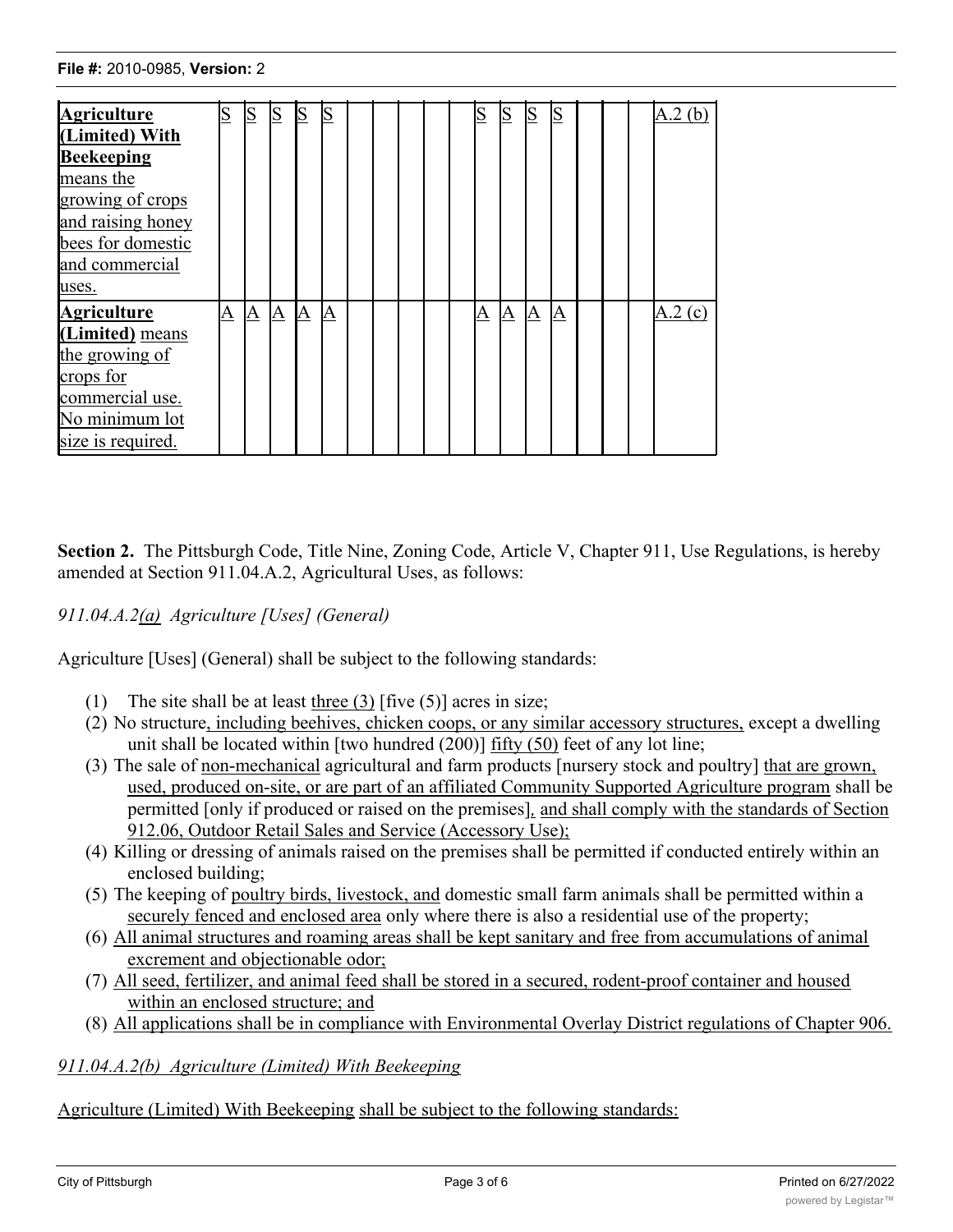| | | | | | | | | | | | | | | | | | | |
|---|---|---|---|---|---|---|---|---|---|---|---|---|---|---|---|---|---|---|
| **Agriculture (Limited) With Beekeeping** means the growing of crops and raising honey bees for domestic and commercial uses. | S | S | S | S | S | | | | | | S | S | S | S | | | | A.2 (b) |
| **Agriculture (Limited)** means the growing of crops for commercial use. No minimum lot size is required. | A | A | A | A | A | | | | | | A | A | A | A | | | | A.2 (c) |

**Section 2.** The Pittsburgh Code, Title Nine, Zoning Code, Article V, Chapter 911, Use Regulations, is hereby amended at Section 911.04.A.2, Agricultural Uses, as follows:

*911.04.A.2(a) Agriculture [Uses] (General)*

Agriculture [Uses] (General) shall be subject to the following standards:

(1) The site shall be at least three (3) [five (5)] acres in size;
(2) No structure, including beehives, chicken coops, or any similar accessory structures, except a dwelling unit shall be located within [two hundred (200)] fifty (50) feet of any lot line;
(3) The sale of non-mechanical agricultural and farm products [nursery stock and poultry] that are grown, used, produced on-site, or are part of an affiliated Community Supported Agriculture program shall be permitted [only if produced or raised on the premises], and shall comply with the standards of Section 912.06, Outdoor Retail Sales and Service (Accessory Use);
(4) Killing or dressing of animals raised on the premises shall be permitted if conducted entirely within an enclosed building;
(5) The keeping of poultry birds, livestock, and domestic small farm animals shall be permitted within a securely fenced and enclosed area only where there is also a residential use of the property;
(6) All animal structures and roaming areas shall be kept sanitary and free from accumulations of animal excrement and objectionable odor;
(7) All seed, fertilizer, and animal feed shall be stored in a secured, rodent-proof container and housed within an enclosed structure; and
(8) All applications shall be in compliance with Environmental Overlay District regulations of Chapter 906.

*911.04.A.2(b) Agriculture (Limited) With Beekeeping*

Agriculture (Limited) With Beekeeping shall be subject to the following standards: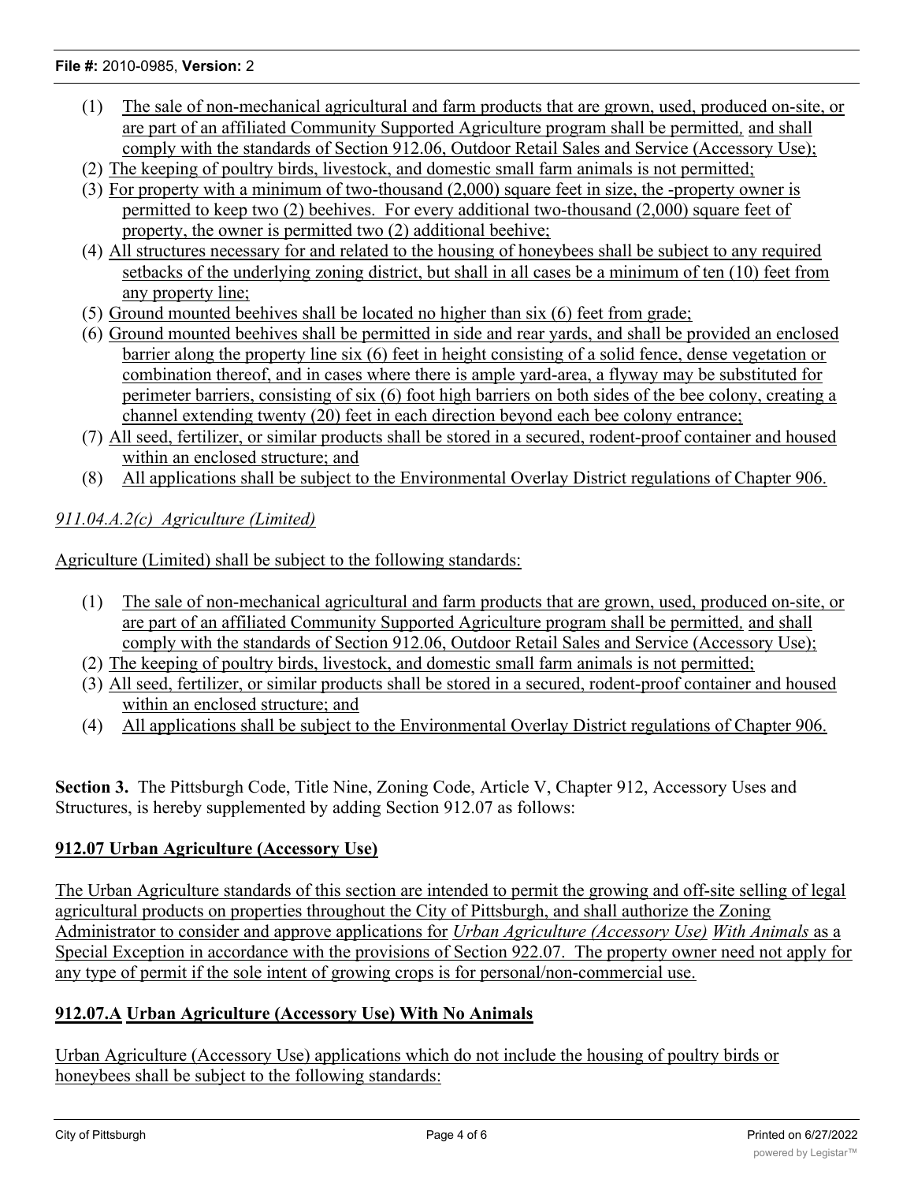(1) The sale of non-mechanical agricultural and farm products that are grown, used, produced on-site, or are part of an affiliated Community Supported Agriculture program shall be permitted, and shall comply with the standards of Section 912.06, Outdoor Retail Sales and Service (Accessory Use);
(2) The keeping of poultry birds, livestock, and domestic small farm animals is not permitted;
(3) For property with a minimum of two-thousand (2,000) square feet in size, the -property owner is permitted to keep two (2) beehives. For every additional two-thousand (2,000) square feet of property, the owner is permitted two (2) additional beehive;
(4) All structures necessary for and related to the housing of honeybees shall be subject to any required setbacks of the underlying zoning district, but shall in all cases be a minimum of ten (10) feet from any property line;
(5) Ground mounted beehives shall be located no higher than six (6) feet from grade;
(6) Ground mounted beehives shall be permitted in side and rear yards, and shall be provided an enclosed barrier along the property line six (6) feet in height consisting of a solid fence, dense vegetation or combination thereof, and in cases where there is ample yard-area, a flyway may be substituted for perimeter barriers, consisting of six (6) foot high barriers on both sides of the bee colony, creating a channel extending twenty (20) feet in each direction beyond each bee colony entrance;
(7) All seed, fertilizer, or similar products shall be stored in a secured, rodent-proof container and housed within an enclosed structure; and
(8) All applications shall be subject to the Environmental Overlay District regulations of Chapter 906.

*911.04.A.2(c) Agriculture (Limited)*

Agriculture (Limited) shall be subject to the following standards:

(1) The sale of non-mechanical agricultural and farm products that are grown, used, produced on-site, or are part of an affiliated Community Supported Agriculture program shall be permitted, and shall comply with the standards of Section 912.06, Outdoor Retail Sales and Service (Accessory Use);
(2) The keeping of poultry birds, livestock, and domestic small farm animals is not permitted;
(3) All seed, fertilizer, or similar products shall be stored in a secured, rodent-proof container and housed within an enclosed structure; and
(4) All applications shall be subject to the Environmental Overlay District regulations of Chapter 906.

**Section 3.** The Pittsburgh Code, Title Nine, Zoning Code, Article V, Chapter 912, Accessory Uses and Structures, is hereby supplemented by adding Section 912.07 as follows:

**912.07 Urban Agriculture (Accessory Use)**

The Urban Agriculture standards of this section are intended to permit the growing and off-site selling of legal agricultural products on properties throughout the City of Pittsburgh, and shall authorize the Zoning Administrator to consider and approve applications for *Urban Agriculture (Accessory Use) With Animals* as a Special Exception in accordance with the provisions of Section 922.07. The property owner need not apply for any type of permit if the sole intent of growing crops is for personal/non-commercial use.

**912.07.A Urban Agriculture (Accessory Use) With No Animals**

Urban Agriculture (Accessory Use) applications which do not include the housing of poultry birds or honeybees shall be subject to the following standards: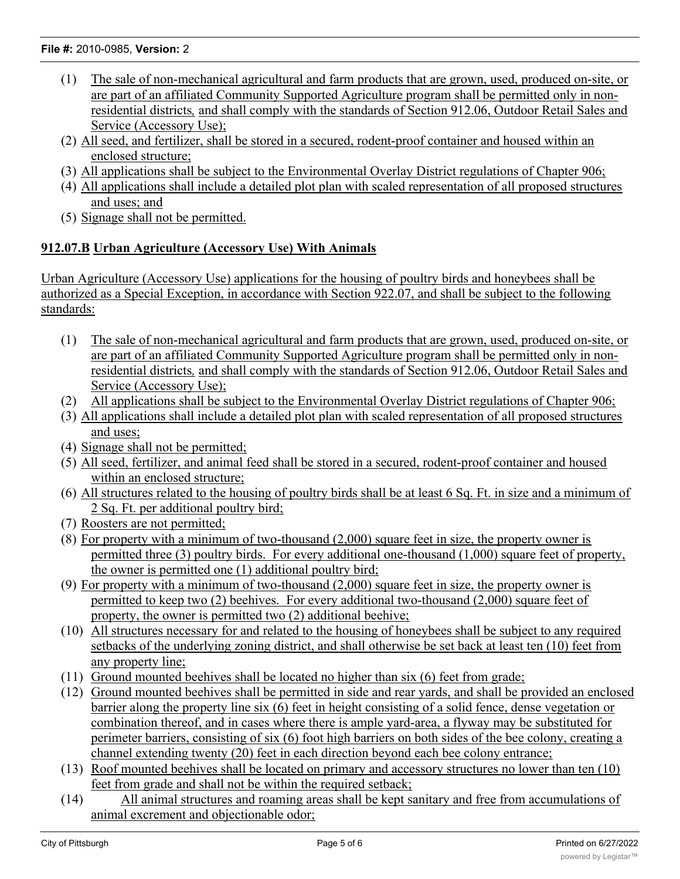(1) The sale of non-mechanical agricultural and farm products that are grown, used, produced on-site, or are part of an affiliated Community Supported Agriculture program shall be permitted only in non-residential districts*,* and shall comply with the standards of Section 912.06, Outdoor Retail Sales and Service (Accessory Use);

(2) All seed, and fertilizer, shall be stored in a secured, rodent-proof container and housed within an enclosed structure;

(3) All applications shall be subject to the Environmental Overlay District regulations of Chapter 906;

(4) All applications shall include a detailed plot plan with scaled representation of all proposed structures and uses; and

(5) Signage shall not be permitted.

**912.07.B Urban Agriculture (Accessory Use) With Animals**

Urban Agriculture (Accessory Use) applications for the housing of poultry birds and honeybees shall be authorized as a Special Exception, in accordance with Section 922.07, and shall be subject to the following standards:

(1) The sale of non-mechanical agricultural and farm products that are grown, used, produced on-site, or are part of an affiliated Community Supported Agriculture program shall be permitted only in non-residential districts*,* and shall comply with the standards of Section 912.06, Outdoor Retail Sales and Service (Accessory Use);

(2) All applications shall be subject to the Environmental Overlay District regulations of Chapter 906;

(3) All applications shall include a detailed plot plan with scaled representation of all proposed structures and uses;

(4) Signage shall not be permitted;

(5) All seed, fertilizer, and animal feed shall be stored in a secured, rodent-proof container and housed within an enclosed structure;

(6) All structures related to the housing of poultry birds shall be at least 6 Sq. Ft. in size and a minimum of 2 Sq. Ft. per additional poultry bird;

(7) Roosters are not permitted;

(8) For property with a minimum of two-thousand (2,000) square feet in size, the property owner is permitted three (3) poultry birds. For every additional one-thousand (1,000) square feet of property, the owner is permitted one (1) additional poultry bird;

(9) For property with a minimum of two-thousand (2,000) square feet in size, the property owner is permitted to keep two (2) beehives. For every additional two-thousand (2,000) square feet of property, the owner is permitted two (2) additional beehive;

(10) All structures necessary for and related to the housing of honeybees shall be subject to any required setbacks of the underlying zoning district, and shall otherwise be set back at least ten (10) feet from any property line;

(11) Ground mounted beehives shall be located no higher than six (6) feet from grade;

(12) Ground mounted beehives shall be permitted in side and rear yards, and shall be provided an enclosed barrier along the property line six (6) feet in height consisting of a solid fence, dense vegetation or combination thereof, and in cases where there is ample yard-area, a flyway may be substituted for perimeter barriers, consisting of six (6) foot high barriers on both sides of the bee colony, creating a channel extending twenty (20) feet in each direction beyond each bee colony entrance;

(13) Roof mounted beehives shall be located on primary and accessory structures no lower than ten (10) feet from grade and shall not be within the required setback;

(14) All animal structures and roaming areas shall be kept sanitary and free from accumulations of animal excrement and objectionable odor;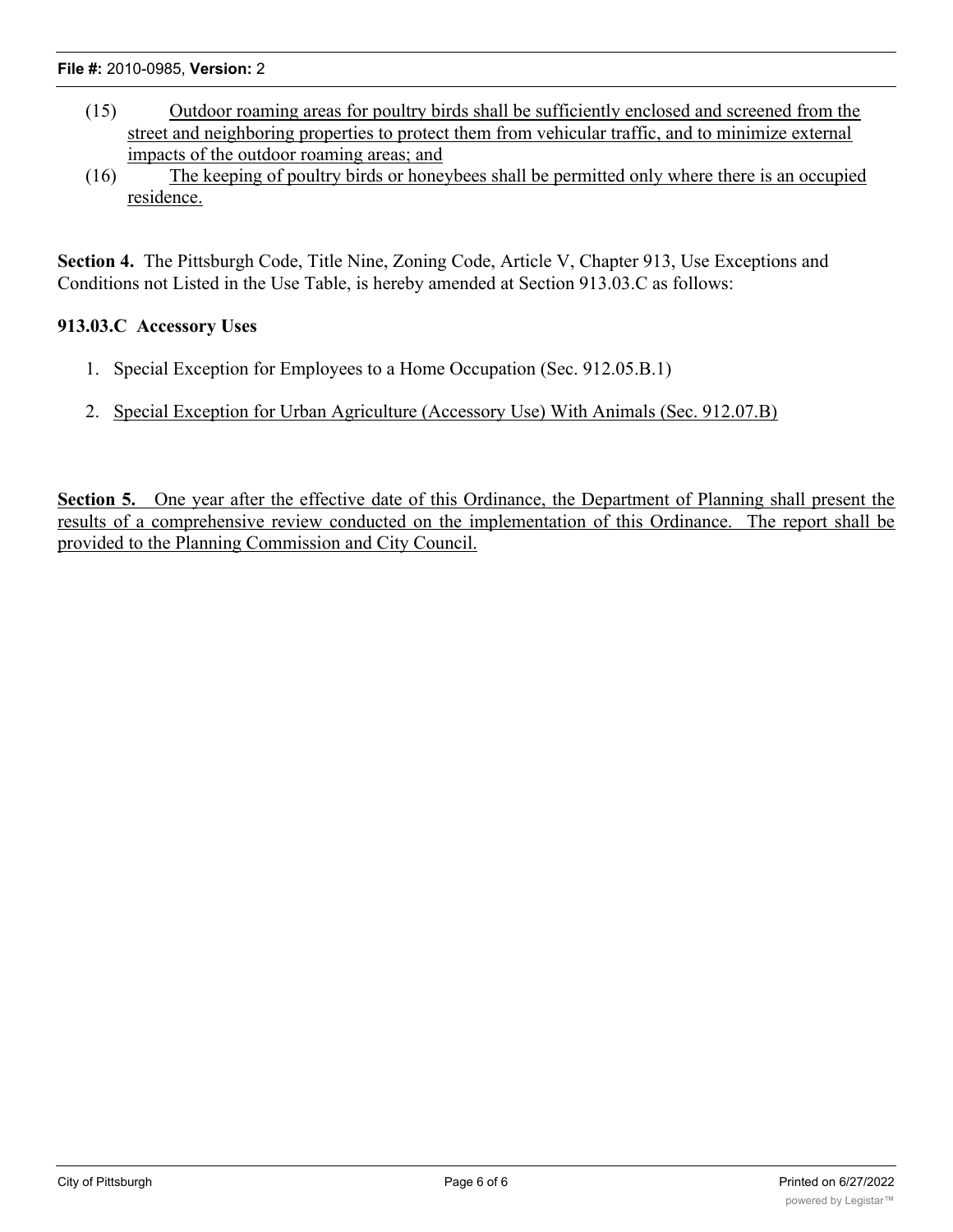(15) Outdoor roaming areas for poultry birds shall be sufficiently enclosed and screened from the street and neighboring properties to protect them from vehicular traffic, and to minimize external impacts of the outdoor roaming areas; and

(16) The keeping of poultry birds or honeybees shall be permitted only where there is an occupied residence.

**Section 4.** The Pittsburgh Code, Title Nine, Zoning Code, Article V, Chapter 913, Use Exceptions and Conditions not Listed in the Use Table, is hereby amended at Section 913.03.C as follows:

**913.03.C Accessory Uses**

1. Special Exception for Employees to a Home Occupation (Sec. 912.05.B.1)

2. Special Exception for Urban Agriculture (Accessory Use) With Animals (Sec. 912.07.B)

**Section 5.** One year after the effective date of this Ordinance, the Department of Planning shall present the results of a comprehensive review conducted on the implementation of this Ordinance. The report shall be provided to the Planning Commission and City Council.